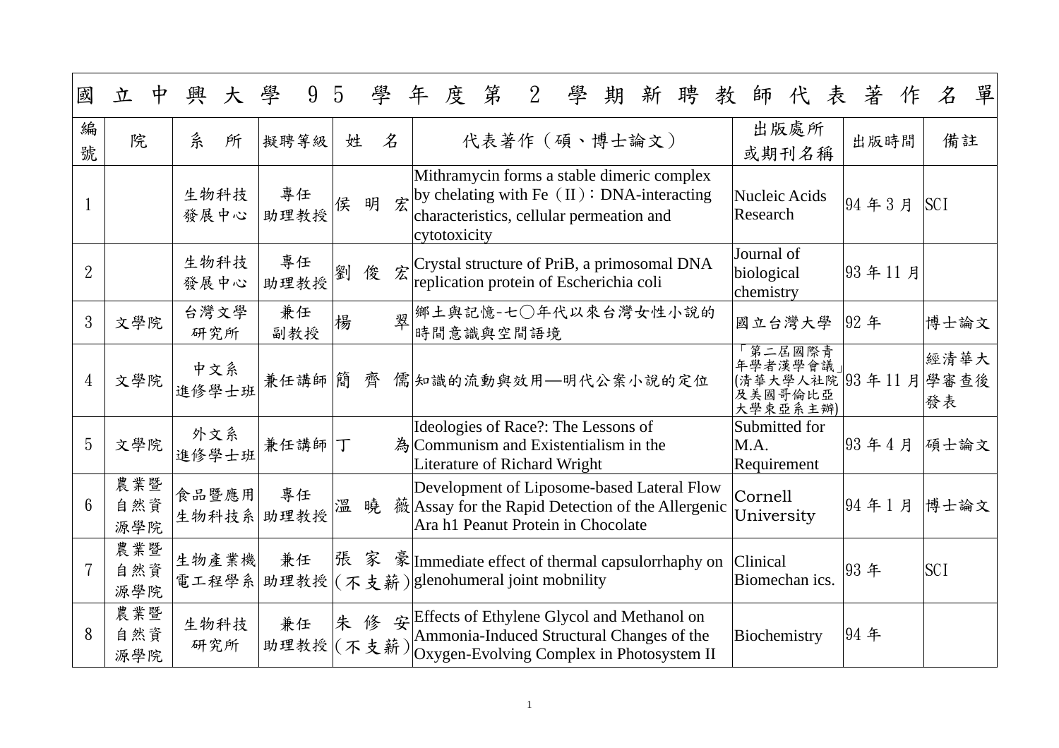# 國立中興大學 95 學年度第 2 學期新聘教師代表著作名單

| 編號 | 院 | 系所 | 擬聘等級 | 姓名 | 代表著作（碩、博士論文） | 出版處所或期刊名稱 | 出版時間 | 備註 |
|---|---|---|---|---|---|---|---|---|
| 1 | | 生物科技發展中心 | 專任助理教授 | 侯明宏 | Mithramycin forms a stable dimeric complex by chelating with Fe（II）：DNA-interacting characteristics, cellular permeation and cytotoxicity | Nucleic Acids Research | 94 年 3 月 | SCI |
| 2 | | 生物科技發展中心 | 專任助理教授 | 劉俊宏 | Crystal structure of PriB, a primosomal DNA replication protein of Escherichia coli | Journal of biological chemistry | 93 年 11 月 | |
| 3 | 文學院 | 台灣文學研究所 | 兼任副教授 | 楊翠 | 鄉土與記憶-七〇年代以來台灣女性小說的時間意識與空間語境 | 國立台灣大學 | 92 年 | 博士論文 |
| 4 | 文學院 | 中文系進修學士班 | 兼任講師 | 簡齊儒 | 知識的流動與效用—明代公案小說的定位 | 「第二屆國際青年學者漢學會議」(清華大學人社院及美國哥倫比亞大學東亞系主辦) | 93 年 11 月 | 經清華大學審查後發表 |
| 5 | 文學院 | 外文系進修學士班 | 兼任講師 | 丁為 | Ideologies of Race?: The Lessons of Communism and Existentialism in the Literature of Richard Wright | Submitted for M.A. Requirement | 93 年 4 月 | 碩士論文 |
| 6 | 農業暨自然資源學院 | 食品暨應用生物科技系 | 專任助理教授 | 溫曉薇 | Development of Liposome-based Lateral Flow Assay for the Rapid Detection of the Allergenic Ara h1 Peanut Protein in Chocolate | Cornell University | 94 年 1 月 | 博士論文 |
| 7 | 農業暨自然資源學院 | 生物產業機電工程學系 | 兼任助理教授 | 張家豪(不支薪) | Immediate effect of thermal capsulorrhaphy on glenohumeral joint mobnility | Clinical Biomechan ics. | 93 年 | SCI |
| 8 | 農業暨自然資源學院 | 生物科技研究所 | 兼任助理教授 | 朱修安(不支薪) | Effects of Ethylene Glycol and Methanol on Ammonia-Induced Structural Changes of the Oxygen-Evolving Complex in Photosystem II | Biochemistry | 94 年 | |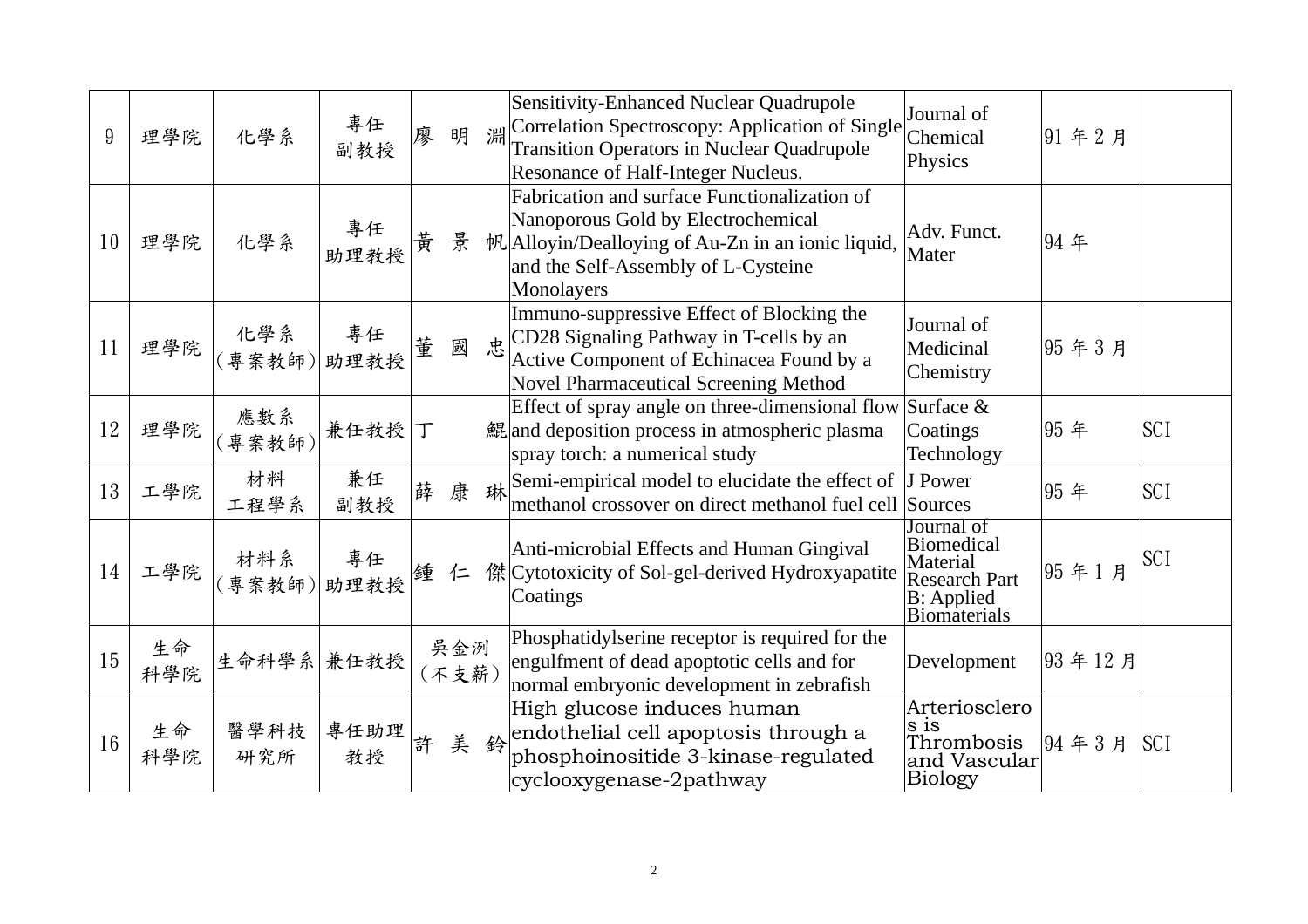| 9 | 理學院 | 化學系 | 專任副教授 | 廖 明 淵 | Sensitivity-Enhanced Nuclear Quadrupole Correlation Spectroscopy: Application of Single Transition Operators in Nuclear Quadrupole Resonance of Half-Integer Nucleus. | Journal of Chemical Physics | 91 年 2 月 | |
|---|---|---|---|---|---|---|---|---|
| 10 | 理學院 | 化學系 | 專任助理教授 | 黃 景 帆 | Fabrication and surface Functionalization of Nanoporous Gold by Electrochemical Alloyin/Dealloying of Au-Zn in an ionic liquid, and the Self-Assembly of L-Cysteine Monolayers | Adv. Funct. Mater | 94 年 | |
| 11 | 理學院 | 化學系(專案教師) | 專任助理教授 | 董 國 忠 | Immuno-suppressive Effect of Blocking the CD28 Signaling Pathway in T-cells by an Active Component of Echinacea Found by a Novel Pharmaceutical Screening Method | Journal of Medicinal Chemistry | 95 年 3 月 | |
| 12 | 理學院 | 應數系(專案教師) | 兼任教授 | 丁 鯤 | Effect of spray angle on three-dimensional flow and deposition process in atmospheric plasma spray torch: a numerical study | Surface & Coatings Technology | 95 年 | SCI |
| 13 | 工學院 | 材料工程學系 | 兼任副教授 | 薛 康 琳 | Semi-empirical model to elucidate the effect of methanol crossover on direct methanol fuel cell | J Power Sources | 95 年 | SCI |
| 14 | 工學院 | 材料系(專案教師) | 專任助理教授 | 鍾 仁 傑 | Anti-microbial Effects and Human Gingival Cytotoxicity of Sol-gel-derived Hydroxyapatite Coatings | Journal of Biomedical Material Research Part B: Applied Biomaterials | 95 年 1 月 | SCI |
| 15 | 生命科學院 | 生命科學系 | 兼任教授 | 吳金洌(不支薪) | Phosphatidylserine receptor is required for the engulfment of dead apoptotic cells and for normal embryonic development in zebrafish | Development | 93 年 12 月 | |
| 16 | 生命科學院 | 醫學科技研究所 | 專任助理教授 | 許 美 鈴 | High glucose induces human endothelial cell apoptosis through a phosphoinositide 3-kinase-regulated cyclooxygenase-2pathway | Arteriosclerosis is Thrombosis and Vascular Biology | 94 年 3 月 | SCI |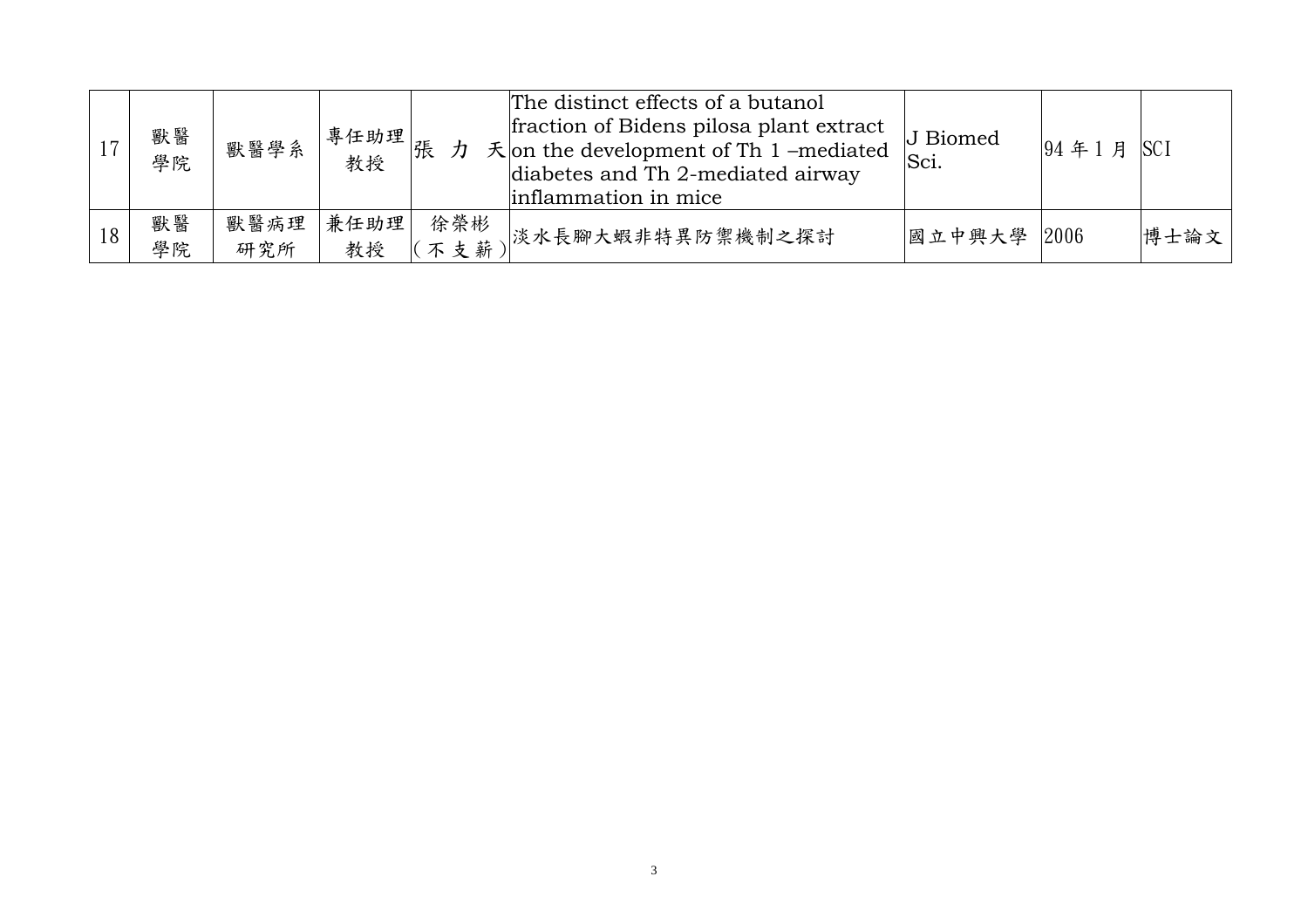| 17 | 獸醫學院 | 獸醫學系 | 專任助理教授 | 張 力 天 | The distinct effects of a butanol fraction of Bidens pilosa plant extract on the development of Th 1 –mediated diabetes and Th 2-mediated airway inflammation in mice | J Biomed Sci. | 94 年 1 月 | SCI |
|---|---|---|---|---|---|---|---|---|
| 18 | 獸醫學院 | 獸醫病理研究所 | 兼任助理教授 | 徐榮彬(不支薪) | 淡水長腳大蝦非特異防禦機制之探討 | 國立中興大學 | 2006 | 博士論文 |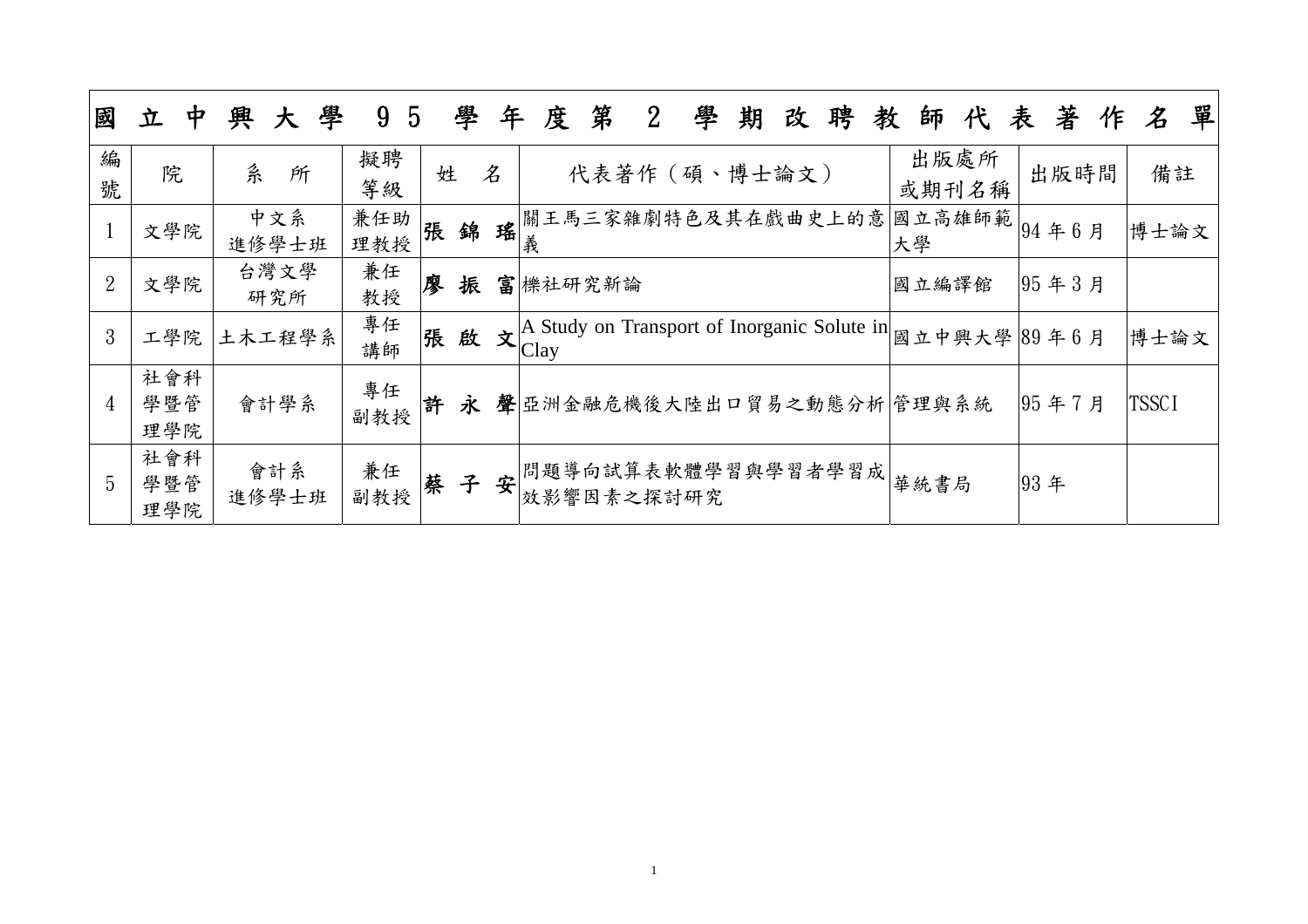# 國立中興大學 95 學年度第 2 學期改聘教師代表著作名單

| 編號 | 院 | 系所 | 擬聘等級 | 姓名 | 代表著作（碩、博士論文） | 出版處所或期刊名稱 | 出版時間 | 備註 |
|---|---|---|---|---|---|---|---|---|
| 1 | 文學院 | 中文系進修學士班 | 兼任助理教授 | **張錦瑤** | 關王馬三家雜劇特色及其在戲曲史上的意義 | 國立高雄師範大學 | 94 年 6 月 | 博士論文 |
| 2 | 文學院 | 台灣文學研究所 | 兼任教授 | **廖振富** | 櫟社研究新論 | 國立編譯館 | 95 年 3 月 | |
| 3 | 工學院 | 土木工程學系 | 專任講師 | **張啟文** | A Study on Transport of Inorganic Solute in Clay | 國立中興大學 | 89 年 6 月 | 博士論文 |
| 4 | 社會科學暨管理學院 | 會計學系 | 專任副教授 | **許永聲** | 亞洲金融危機後大陸出口貿易之動態分析 | 管理與系統 | 95 年 7 月 | TSSCI |
| 5 | 社會科學暨管理學院 | 會計系進修學士班 | 兼任副教授 | **蔡子安** | 問題導向試算表軟體學習與學習者學習成效影響因素之探討研究 | 華統書局 | 93 年 | |